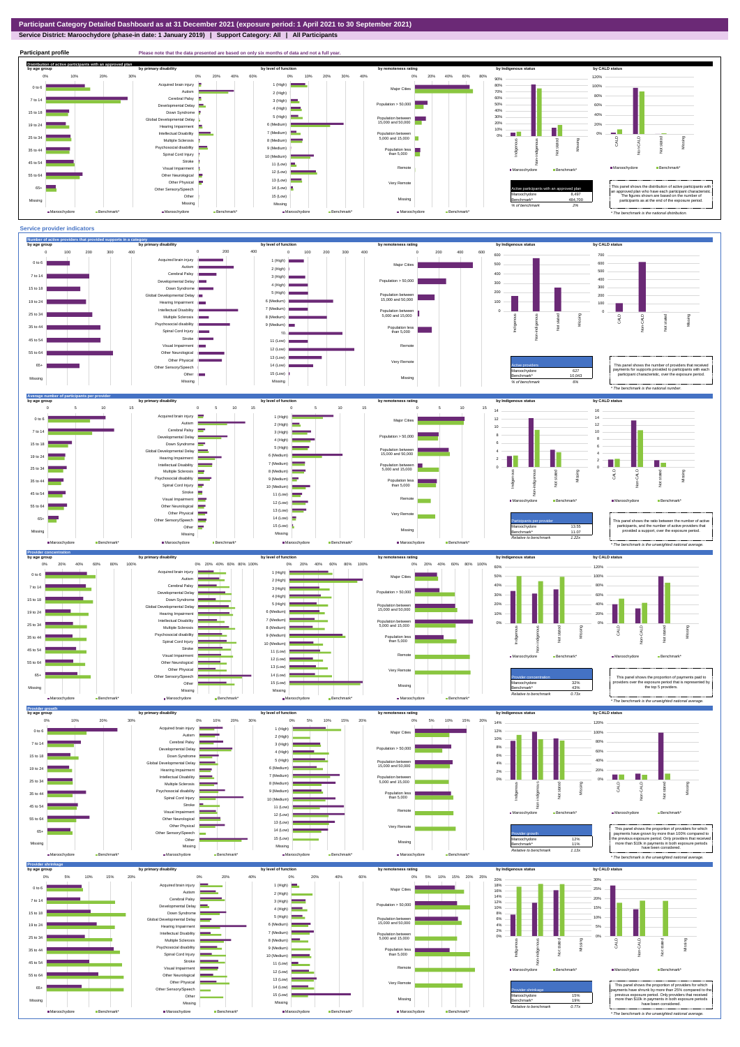# Participant Category Detailed Dashboard as at 31 December 2021 (exposure period: 1 April 2021 to 30 September 2021)

**Service District: Maroochydore (phase-in date: 1 January 2019) | Support Category: All | All Participants**

## Participant profile

Please note that the data presented are based on only six months of data and not a full year.

### Distribution of active participants with an approved plan

| Active participants with an approved plan | |
|---|---|
| Maroochydore | 8,497 |
| Benchmark* | 484,700 |
| % of benchmark | 2% |

This panel shows the distribution of active participants with an approved plan who have each participant characteristic. The figures shown are based on the number of participants as at the end of the exposure period.

* The benchmark is the national distribution.

## Service provider indicators

### Number of active providers that provided supports in a category

| Active providers | |
|---|---|
| Maroochydore | 627 |
| Benchmark* | 10,043 |
| % of benchmark | 6% |

This panel shows the number of providers that received payments for supports provided to participants with each participant characteristic, over the exposure period.

* The benchmark is the national number.

### Average number of participants per provider

| Participants per provider | |
|---|---|
| Maroochydore | 13.55 |
| Benchmark* | 11.07 |
| Relative to benchmark | 1.22x |

This panel shows the ratio between the number of active participants, and the number of active providers that provided a support, over the exposure period.

* The benchmark is the unweighted national average.

### Provider concentration

| Provider concentration | |
|---|---|
| Maroochydore | 32% |
| Benchmark* | 43% |
| Relative to benchmark | 0.73x |

This panel shows the proportion of payments paid to providers over the exposure period that is represented by the top 5 providers.

* The benchmark is the unweighted national average.

### Provider growth

| Provider growth | |
|---|---|
| Maroochydore | 12% |
| Benchmark* | 11% |
| Relative to benchmark | 1.13x |

This panel shows the proportion of providers for which payments have grown by more than 100% compared to the previous exposure period. Only providers that received more than $10k in payments in both exposure periods have been considered.

* The benchmark is the unweighted national average.

### Provider shrinkage

| Provider shrinkage | |
|---|---|
| Maroochydore | 15% |
| Benchmark* | 19% |
| Relative to benchmark | 0.77x |

This panel shows the proportion of providers for which payments have shrunk by more than 25% compared to the previous exposure period. Only providers that received more than $10k in payments in both exposure periods have been considered.

* The benchmark is the unweighted national average.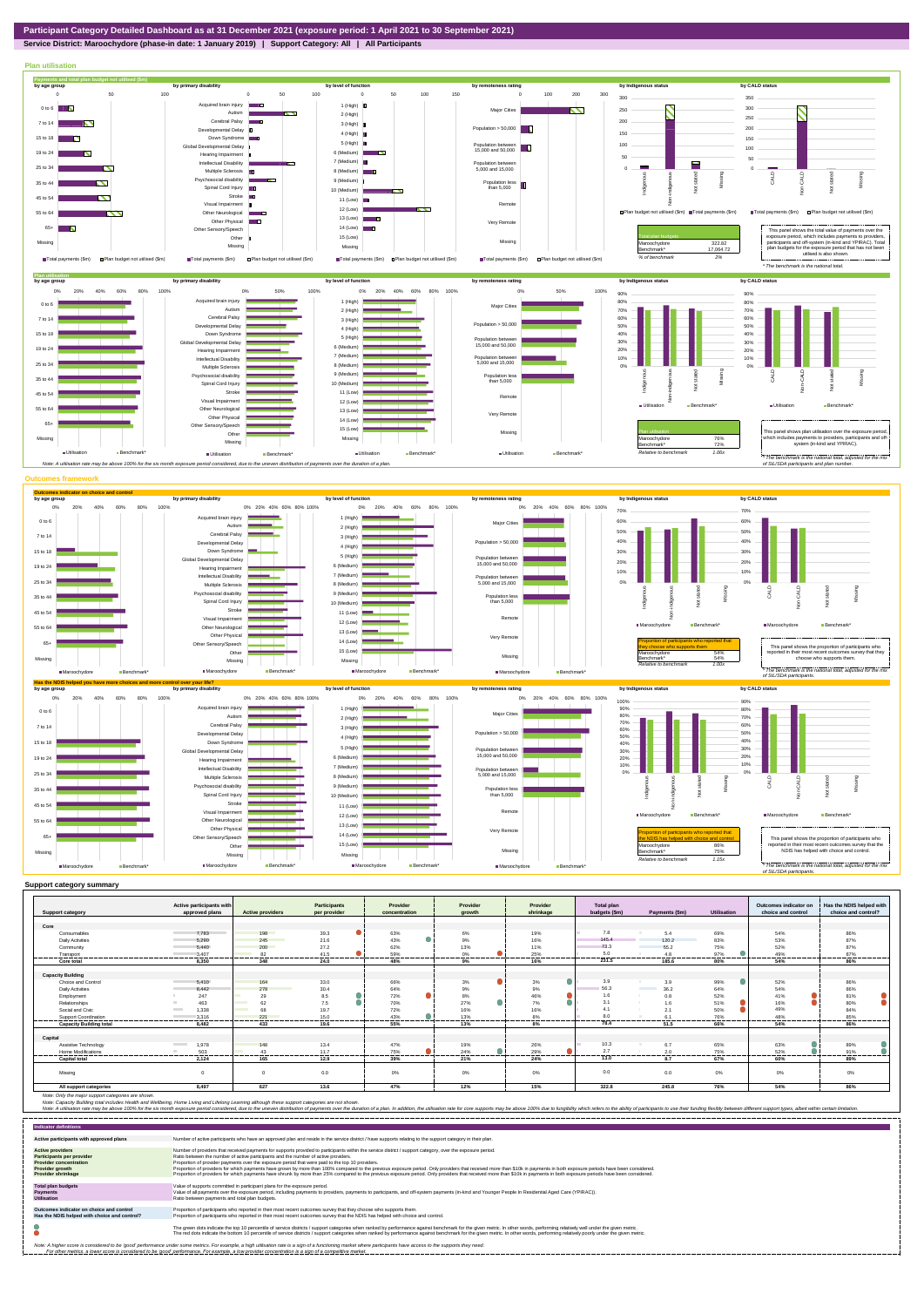# Participant Category Detailed Dashboard as at 31 December 2021 (exposure period: 1 April 2021 to 30 September 2021)

**Service District: Maroochydore (phase-in date: 1 January 2019) | Support Category: All | All Participants**

## Plan utilisation

### Payments and total plan budget not utilised ($m)

| Total plan budgets | |
|---|---|
| Maroochydore | 322.82 |
| Benchmark* | 17,064.72 |
| % of benchmark | 2% |

This panel shows the total value of payments over the exposure period, which includes payments to providers, participants and off-system (in-kind and YPIRAC). Total plan budgets for the exposure period that has not been utilised is also shown.

* The benchmark is the national total.

### Plan utilisation

| Plan utilisation | |
|---|---|
| Maroochydore | 76% |
| Benchmark* | 72% |
| Relative to benchmark | 1.06x |

This panel shows plan utilisation over the exposure period, which includes payments to providers, participants and off-system (in-kind and YPIRAC).

* The benchmark is the national utilisation rate, adjusted for the mix of SIL/SDA participants and plan number.

Note: A utilisation rate may be above 100% for the six month exposure period considered, due to the uneven distribution of payments over the duration of a plan.

## Outcomes framework

### Outcomes indicator on choice and control

| Proportion of participants who reported that they choose who supports them | |
|---|---|
| Maroochydore | 54% |
| Benchmark* | 54% |
| Relative to benchmark | 1.00x |

This panel shows the proportion of participants who reported in their most recent outcomes survey that they choose who supports them.

* The benchmark is the national rate, adjusted for the mix of SIL/SDA participants.

### Has the NDIS helped you have more choices and more control over your life?

| Proportion of participants who reported that the NDIS has helped with choice and control | |
|---|---|
| Maroochydore | 86% |
| Benchmark* | 75% |
| Relative to benchmark | 1.15x |

This panel shows the proportion of participants who reported in their most recent outcomes survey that the NDIS has helped with choice and control.

* The benchmark is the national rate, adjusted for the mix of SIL/SDA participants.

## Support category summary

| Support category | Active participants with approved plans | Active providers | Participants per provider | Provider concentration | Provider growth | Provider shrinkage | Total plan budgets ($m) | Payments ($m) | Utilisation | Outcomes indicator on choice and control | Has the NDIS helped with choice and control? |
|---|---|---|---|---|---|---|---|---|---|---|---|
| **Core** | | | | | | | | | | | |
| Consumables | 7,783 | 198 | 39.3 | 63% | 6% | 19% | 7.8 | 5.4 | 69% | 54% | 86% |
| Daily Activities | 5,290 | 245 | 21.6 | 43% | 9% | 16% | 145.4 | 120.2 | 83% | 53% | 87% |
| Community | 5,440 | 200 | 27.2 | 62% | 13% | 11% | 73.3 | 55.2 | 75% | 52% | 87% |
| Transport | 3,407 | 82 | 41.5 | 59% | 0% | 25% | 5.0 | 4.8 | 97% | 49% | 87% |
| **Core total** | **8,350** | **348** | **24.0** | **46%** | **9%** | **16%** | **231.5** | **185.6** | **80%** | **54%** | **86%** |
| **Capacity Building** | | | | | | | | | | | |
| Choice and Control | 5,410 | 164 | 33.0 | 68% | 3% | 3% | 3.9 | 3.9 | 99% | 52% | 86% |
| Daily Activities | 8,442 | 278 | 30.4 | 64% | 9% | 9% | 56.3 | 36.2 | 64% | 54% | 86% |
| Employment | 247 | 29 | 8.5 | 72% | 8% | 40% | 1.6 | 0.8 | 52% | 41% | 81% |
| Relationships | 463 | 62 | 7.5 | 70% | 27% | 7% | 3.1 | 1.6 | 51% | 16% | 80% |
| Social and Civic | 1,338 | 68 | 19.7 | 72% | 16% | 16% | 4.1 | 2.1 | 50% | 49% | 84% |
| Support Coordination | 3,316 | 221 | 15.0 | 43% | 13% | 6% | 8.0 | 6.1 | 76% | 48% | 85% |
| **Capacity Building total** | **8,482** | **433** | **19.6** | **55%** | **13%** | **8%** | **78.4** | **51.5** | **66%** | **54%** | **86%** |
| **Capital** | | | | | | | | | | | |
| Assistive Technology | 1,978 | 148 | 13.4 | 47% | 19% | 26% | 10.3 | 6.7 | 65% | 63% | 89% |
| Home Modifications | 503 | 43 | 11.7 | 75% | 24% | 29% | 2.7 | 2.0 | 75% | 52% | 91% |
| **Capital total** | **2,124** | **165** | **12.9** | **39%** | **21%** | **24%** | **13.0** | **8.7** | **67%** | **60%** | **89%** |
| Missing | 0 | 0 | 0.0 | 0% | 0% | 0% | 0.0 | 0.0 | 0% | 0% | 0% |
| **All support categories** | **8,497** | **627** | **13.6** | **47%** | **12%** | **15%** | **322.8** | **245.8** | **76%** | **54%** | **86%** |

Note: Only the major support categories are shown.

Note: Capacity Building total includes Health and Wellbeing, Home Living and Lifelong Learning although these support categories are not shown.

Note: A utilisation rate may be above 100% for the six month exposure period considered, due to the uneven distribution of payments over the duration of a plan. In addition, the utilisation rate for core supports may be above 100% due to fungibility which refers to the ability of participants to use their funding flexibly between different support types, albeit within certain limitation.

## Indicator definitions

| Indicator | Definition |
|---|---|
| Active participants with approved plans | Number of active participants who have an approved plan and reside in the service district / have supports relating to the support category in their plan. |
| Active providers | Number of providers that received payments for supports provided to participants within the service district / support category, over the exposure period. |
| Participants per provider | Ratio between the number of active participants and the number of active providers. |
| Provider concentration | Proportion of provider payments over the exposure period that were paid to the top 10 providers. |
| Provider growth | Proportion of providers for which payments have grown by more than 100% compared to the previous exposure period. Only providers that received more than $10k in payments in both exposure periods have been considered. |
| Provider shrinkage | Proportion of providers for which payments have shrunk by more than 25% compared to the previous exposure period. Only providers that received more than $10k in payments in both exposure periods have been considered. |
| Total plan budgets | Value of supports committed in participant plans for the exposure period. |
| Payments | Value of all payments over the exposure period, including payments to providers, payments to participants, and off-system payments (in-kind and Younger People In Residential Aged Care (YPIRAC)). |
| Utilisation | Ratio between payments and total plan budgets. |
| Outcomes indicator on choice and control | Proportion of participants who reported in their most recent outcomes survey that they choose who supports them. |
| Has the NDIS helped with choice and control? | Proportion of participants who reported in their most recent outcomes survey that the NDIS has helped with choice and control. |

The green dots indicate the top 10 percentile of service districts / support categories when ranked by performance against benchmark for the given metric. In other words, performing relatively well under the given metric.
The red dots indicate the bottom 10 percentile of service districts / support categories when ranked by performance against benchmark for the given metric. In other words, performing relatively poorly under the given metric.

Note: A higher score is considered to be 'good' performance under some metrics. For example, a high utilisation rate is a sign of a functioning market where participants have access to the supports they need.
For other metrics, a lower score is considered to be 'good' performance. For example, a low provider concentration is a sign of a competitive market.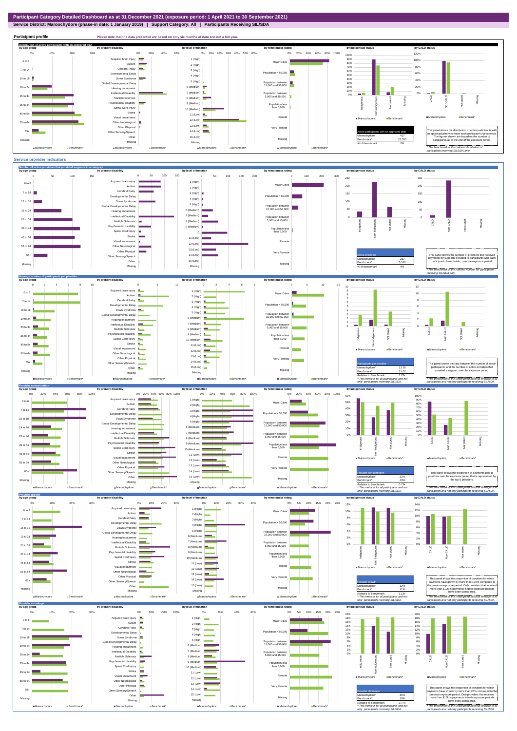**Participant Category Detailed Dashboard as at 31 December 2021 (exposure period: 1 April 2021 to 30 September 2021)**

**Service District: Maroochydore (phase-in date: 1 January 2019) | Support Category: All | Participants Receiving SIL/SDA**

## Participant profile

Please note that the data presented are based on only six months of data and not a full year.

### Distribution of active participants with an approved plan

| Active participants with an approved plan | |
|---|---|
| Maroochydore | 417 |
| Benchmark* | 27,355 |
| % of benchmark | 2% |

This panel shows the distribution of active participants with an approved plan who have each participant characteristic. The figures shown are based on the number of participants as at the end of the exposure period.

*The benchmark is the national distribution of participants receiving SIL/SDA only.

## Service provider indicators

### Number of active providers that provided supports in a category

| Active providers | |
|---|---|
| Maroochydore | 237 |
| Benchmark* | 5,512 |
| % of benchmark | 4% |

This panel shows the number of providers that received payments for supports provided to participants with each participant characteristic, over the exposure period.

*The benchmark is the national number for participants receiving SIL/SDA only.

### Average number of participants per provider

| Participants per provider | |
|---|---|
| Maroochydore^ | 13.55 |
| Benchmark* | 11.07 |
| Relative to benchmark | 1.22x |

^ This metric is for all participants and not only participants receiving SIL/SDA.

This panel shows the ratio between the number of active participants, and the number of active providers that provided a support, over the exposure period.

*The benchmark is the unweighted national average of all participants and not only participants receiving SIL/SDA.

### Provider concentration

| Provider concentration | |
|---|---|
| Maroochydore^ | 32% |
| Benchmark* | 43% |
| Relative to benchmark | 0.73x |

^ This metric is for all participants and not only participants receiving SIL/SDA.

This panel shows the proportion of payments paid to providers over the exposure period that is represented by the top 5 providers.

*The benchmark is the unweighted national average of all participants and not only participants receiving SIL/SDA.

### Provider growth

| Provider growth | |
|---|---|
| Maroochydore^ | 12% |
| Benchmark* | 11% |
| Relative to benchmark | 1.13x |

^ This metric is for all participants and not only participants receiving SIL/SDA.

This panel shows the proportion of providers for which payments have grown by more than 100% compared to the previous exposure period. Only providers that received more than $10k in payments in both exposure periods have been considered.

*The benchmark is the unweighted national average of all participants and not only participants receiving SIL/SDA.

### Provider shrinkage

| Provider shrinkage | |
|---|---|
| Maroochydore^ | 15% |
| Benchmark* | 19% |
| Relative to benchmark | 0.77x |

^ This metric is for all participants and not only participants receiving SIL/SDA.

This panel shows the proportion of providers for which payments have shrunk by more than 25% compared to the previous exposure period. Only providers that received more than $10k in payments in both exposure periods have been considered.

*The benchmark is the unweighted national average of all participants and not only participants receiving SIL/SDA.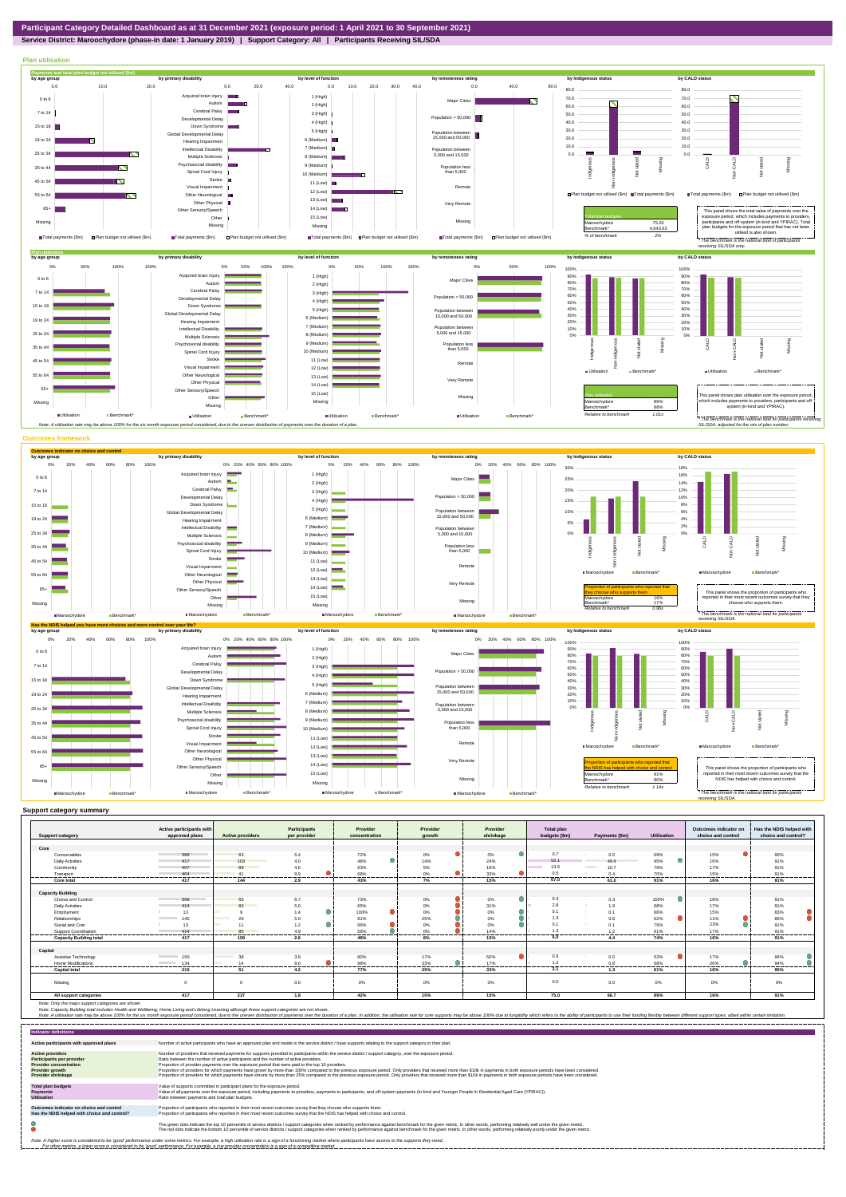# Participant Category Detailed Dashboard as at 31 December 2021 (exposure period: 1 April 2021 to 30 September 2021)

**Service District: Maroochydore (phase-in date: 1 January 2019) | Support Category: All | Participants Receiving SIL/SDA**

## Plan utilisation

### Payments and total plan budget not utilised ($m)

| Total plan budgets | |
|---|---|
| Maroochydore | 75.02 |
| Benchmark* | 4,943.63 |
| % of benchmark | 2% |

This panel shows the total value of payments over the exposure period, which includes payments to providers, participants and off-system (in-kind and YPIRAC). Total plan budgets for the exposure period that has not been utilised is also shown.

*The benchmark is the national total for participants receiving SIL/SDA only.

### Plan utilisation

| Plan utilisation | |
|---|---|
| Maroochydore | 89% |
| Benchmark* | 88% |
| Relative to benchmark | 1.01x |

This panel shows plan utilisation over the exposure period, which includes payments to providers, participants and off-system (in-kind and YPIRAC).

*The benchmark is the national total for participants receiving SIL/SDA, adjusted for the mix of plan number.

Note: A utilisation rate may be above 100% for the six month exposure period considered, due to the uneven distribution of payments over the duration of a plan.

## Outcomes framework

### Outcomes indicator on choice and control

| Proportion of participants who reported that they choose who supports them | |
|---|---|
| Maroochydore | 16% |
| Benchmark* | 17% |
| Relative to benchmark | 0.95x |

This panel shows the proportion of participants who reported in their most recent outcomes survey that they choose who supports them.

*The benchmark is the national total for participants receiving SIL/SDA.

### Has the NDIS helped you have more choices and more control over your life?

| Proportion of participants who reported that the NDIS has helped with choice and control | |
|---|---|
| Maroochydore | 91% |
| Benchmark* | 80% |
| Relative to benchmark | 1.14x |

This panel shows the proportion of participants who reported in their most recent outcomes survey that the NDIS has helped with choice and control.

*The benchmark is the national total for participants receiving SIL/SDA.

## Support category summary

| Support category | Active participants with approved plans | Active providers | Participants per provider | Provider concentration | Provider growth | Provider shrinkage | Total plan budgets ($m) | Payments ($m) | Utilisation | Outcomes indicator on choice and control | Has the NDIS helped with choice and control? |
|---|---|---|---|---|---|---|---|---|---|---|---|
| **Core** | | | | | | | | | | | |
| Consumables | 389 | 61 | 6.4 | 72% | 0% | 0% | 0.7 | 0.5 | 69% | 15% | 90% |
| Daily Activities | 417 | 103 | 4.0 | 48% | 14% | 24% | 52.1 | 49.4 | 95% | 16% | 91% |
| Community | 407 | 89 | 4.6 | 63% | 5% | 16% | 13.5 | 10.7 | 79% | 17% | 91% |
| Transport | 404 | 41 | 9.9 | 68% | 0% | 33% | 0.5 | 0.4 | 70% | 15% | 91% |
| **Core total** | **417** | **144** | **2.9** | **43%** | **7%** | **15%** | **67.0** | **61.0** | **91%** | **16%** | **91%** |
| **Capacity Building** | | | | | | | | | | | |
| Choice and Control | 368 | 55 | 6.7 | 73% | 0% | 0% | 0.3 | 0.3 | 100% | 18% | 91% |
| Daily Activities | 414 | 82 | 5.0 | 65% | 0% | 31% | 2.8 | 1.9 | 68% | 17% | 91% |
| Employment | 13 | 9 | 1.4 | 100% | 0% | 0% | 0.1 | 0.1 | 66% | 15% | 83% |
| Relationships | 145 | 29 | 5.0 | 81% | 25% | 0% | 1.3 | 0.8 | 62% | 11% | 86% |
| Social and Civic | 13 | 11 | 1.2 | 99% | 0% | 0% | 0.1 | 0.1 | 79% | 23% | 91% |
| Support Coordination | 414 | 85 | 4.9 | 58% | 0% | 14% | 1.3 | 1.2 | 91% | 17% | 91% |
| **Capacity Building total** | **417** | **159** | **2.6** | **46%** | **6%** | **15%** | **6.0** | **4.4** | **74%** | **16%** | **91%** |
| **Capital** | | | | | | | | | | | |
| Assistive Technology | 150 | 38 | 3.9 | 80% | 17% | 50% | 0.9 | 0.5 | 53% | 17% | 96% |
| Home Modifications | 134 | 14 | 9.6 | 98% | 33% | 17% | 1.2 | 0.8 | 68% | 20% | 94% |
| **Capital total** | **215** | **51** | **4.2** | **77%** | **25%** | **33%** | **2.1** | **1.3** | **61%** | **16%** | **95%** |
| Missing | 0 | 0 | 0.0 | 0% | 0% | 0% | 0.0 | 0.0 | 0% | 0% | 0% |
| **All support categories** | **417** | **237** | **1.8** | **42%** | **10%** | **15%** | **75.0** | **66.7** | **89%** | **16%** | **91%** |

Note: Only the major support categories are shown.

Note: Capacity Building total includes Health and Wellbeing, Home Living and Lifelong Learning although these support categories are not shown.

Note: A utilisation rate may be above 100% for the six month exposure period considered, due to the uneven distribution of payments over the duration of a plan. In addition, the utilisation rate for core supports may be above 100% due to fungibility which refers to the ability of participants to use their funding flexibly between different support types, albeit within certain limitation.

## Indicator definitions

| Indicator | Definition |
|---|---|
| Active participants with approved plans | Number of active participants who have an approved plan and reside in the service district / have supports relating to the support category in their plan. |
| Active providers | Number of providers that received payments for supports provided to participants within the service district / support category, over the exposure period. |
| Participants per provider | Ratio between the number of active participants and the number of active providers. |
| Provider concentration | Proportion of provider payments over the exposure period that were paid to the top 10 providers. |
| Provider growth | Proportion of providers for which payments have grown by more than 100% compared to the previous exposure period. Only providers that received more than $10k in payments in both exposure periods have been considered. |
| Provider shrinkage | Proportion of providers for which payments have shrunk by more than 25% compared to the previous exposure period. Only providers that received more than $10k in payments in both exposure periods have been considered. |
| Total plan budgets | Value of supports committed in participant plans for the exposure period. |
| Payments | Value of all payments over the exposure period, including payments to providers, payments to participants, and off-system payments (in-kind and Younger People In Residential Aged Care (YPIRAC)). |
| Utilisation | Ratio between payments and total plan budgets. |
| Outcomes indicator on choice and control | Proportion of participants who reported in their most recent outcomes survey that they choose who supports them. |
| Has the NDIS helped with choice and control? | Proportion of participants who reported in their most recent outcomes survey that the NDIS has helped with choice and control. |

The green dots indicate the top 10 percentile of service districts / support categories when ranked by performance against benchmark for the given metric. In other words, performing relatively well under the given metric.

The red dots indicate the bottom 10 percentile of service districts / support categories when ranked by performance against benchmark for the given metric. In other words, performing relatively poorly under the given metric.

Note: A higher score is considered to be 'good' performance under some metrics. For example, a high utilisation rate is a sign of a functioning market where participants have access to the supports they need.
For other metrics, a lower score is considered to be 'good' performance. For example, a low provider concentration is a sign of a competitive market.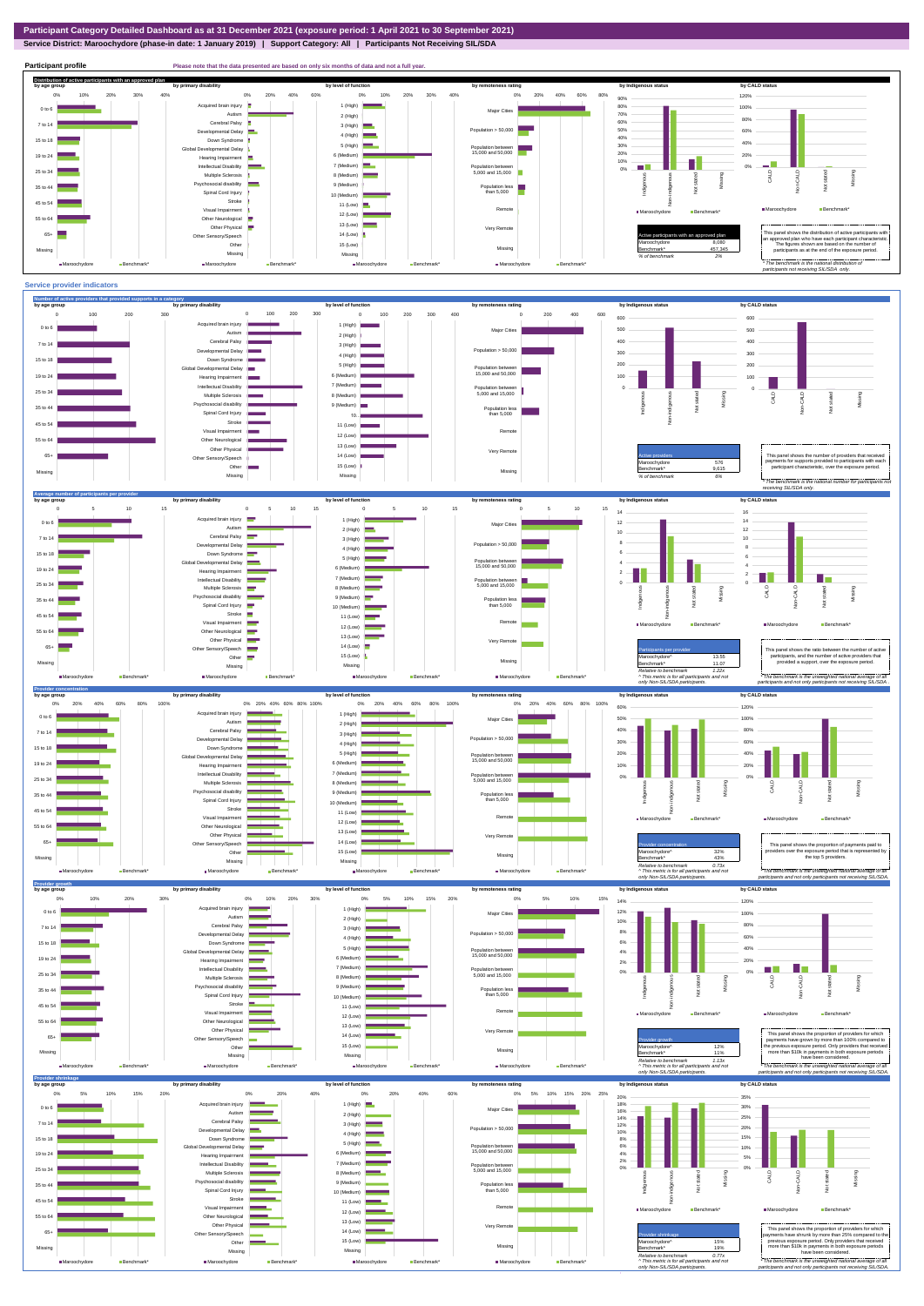# Participant Category Detailed Dashboard as at 31 December 2021 (exposure period: 1 April 2021 to 30 September 2021)

**Service District: Maroochydore (phase-in date: 1 January 2019) | Support Category: All | Participants Not Receiving SIL/SDA**

## Participant profile

Please note that the data presented are based on only six months of data and not a full year.

### Distribution of active participants with an approved plan

| Active participants with an approved plan | |
|---|---|
| Maroochydore | 8,060 |
| Benchmark* | 457,345 |
| % of benchmark | 2% |

This panel shows the distribution of active participants with an approved plan who have each participant characteristic. The figures shown are based on the number of participants as at the end of the exposure period.

*The benchmark is the national distribution of participants not receiving SIL/SDA only.

## Service provider indicators

### Number of active providers that provided supports in a category

| Active providers | |
|---|---|
| Maroochydore | 576 |
| Benchmark* | 9,615 |
| % of benchmark | 6% |

This panel shows the number of providers that received payments for supports provided to participants with each participant characteristic, over the exposure period.

*The benchmark is the national number for participants not receiving SIL/SDA only.

### Average number of participants per provider

| Participants per provider | |
|---|---|
| Maroochydore^ | 13.55 |
| Benchmark* | 11.07 |
| Relative to benchmark | 1.22x |

^ This metric is for all participants and not only Non-SIL/SDA participants.

This panel shows the ratio between the number of active participants, and the number of active providers that provided a support, over the exposure period.

*The benchmark is the unweighted national average of all participants and not only participants not receiving SIL/SDA.

### Provider concentration

| Provider concentration | |
|---|---|
| Maroochydore^ | 32% |
| Benchmark* | 43% |
| Relative to benchmark | 0.73x |

^ This metric is for all participants and not only Non-SIL/SDA participants.

This panel shows the proportion of payments paid to providers over the exposure period that is represented by the top 5 providers.

*The benchmark is the unweighted national average of all participants and not only participants not receiving SIL/SDA.

### Provider growth

| Provider growth | |
|---|---|
| Maroochydore^ | 12% |
| Benchmark* | 11% |
| Relative to benchmark | 1.13x |

^ This metric is for all participants and not only Non-SIL/SDA participants.

This panel shows the proportion of providers for which payments have grown by more than 100% compared to the previous exposure period. Only providers that received more than $10k in payments in both exposure periods have been considered.

*The benchmark is the unweighted national average of all participants and not only participants not receiving SIL/SDA.

### Provider shrinkage

| Provider shrinkage | |
|---|---|
| Maroochydore^ | 15% |
| Benchmark* | 19% |
| Relative to benchmark | 0.77x |

^ This metric is for all participants and not only Non-SIL/SDA participants.

This panel shows the proportion of providers for which payments have shrunk by more than 25% compared to the previous exposure period. Only providers that received more than $10k in payments in both exposure periods have been considered.

*The benchmark is the unweighted national average of all participants and not only participants not receiving SIL/SDA.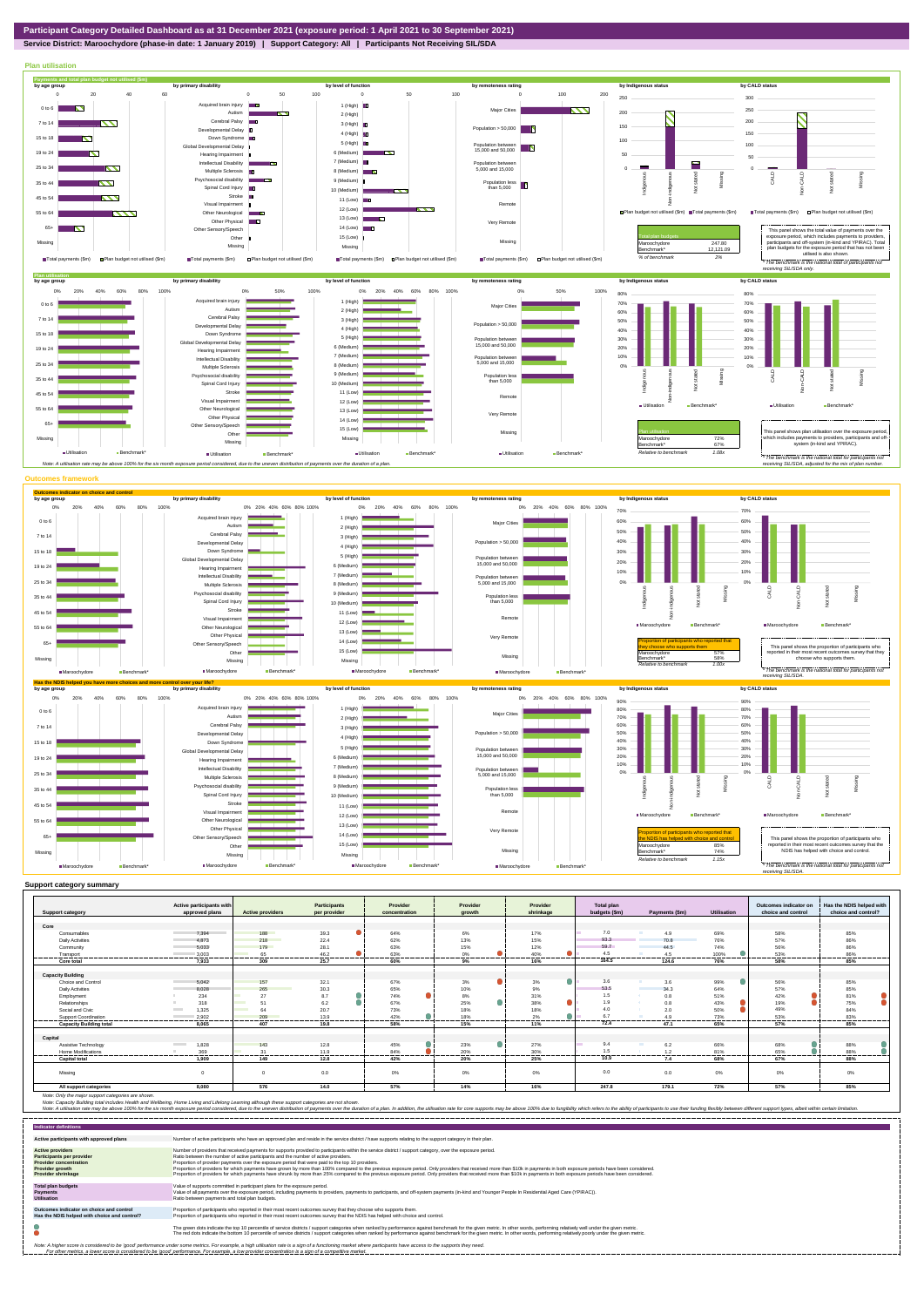# Participant Category Detailed Dashboard as at 31 December 2021 (exposure period: 1 April 2021 to 30 September 2021)

**Service District: Maroochydore (phase-in date: 1 January 2019) | Support Category: All | Participants Not Receiving SIL/SDA**

## Plan utilisation

### Payments and total plan budget not utilised ($m)

by age group

by primary disability

by level of function

by remoteness rating

by Indigenous status

by CALD status

Total payments ($m) | Plan budget not utilised ($m)

Total plan budgets
Maroochydore 247.80
Benchmark* 12,121.09
% of benchmark 2%

This panel shows the total value of payments over the exposure period, which includes payments to providers, participants and off-system (in-kind and YPIRAC). Total plan budgets for the exposure period that has not been utilised is also shown.

*The benchmark is the national total for participants not receiving SIL/SDA only.

### Plan utilisation

by age group

by primary disability

by level of function

by remoteness rating

by Indigenous status

by CALD status

Utilisation | Benchmark*

Plan utilisation
Maroochydore 72%
Benchmark* 67%
Relative to benchmark 1.08x

This panel shows plan utilisation over the exposure period, which includes payments to providers, participants and off-system (in-kind and YPIRAC).

*The benchmark is the national total for participants not receiving SIL/SDA, adjusted for the mix of plan number.

Note: A utilisation rate may be above 100% for the six month exposure period considered, due to the uneven distribution of payments over the duration of a plan.

## Outcomes framework

### Outcomes indicator on choice and control

by age group

by primary disability

by level of function

by remoteness rating

by Indigenous status

by CALD status

Maroochydore | Benchmark*

Proportion of participants who reported that they choose who supports them
Maroochydore 57%
Benchmark* 58%
Relative to benchmark 1.00x

This panel shows the proportion of participants who reported in their most recent outcomes survey that they choose who supports them.

*The benchmark is the national total for participants not receiving SIL/SDA.

### Has the NDIS helped you have more choices and more control over your life?

by age group

by primary disability

by level of function

by remoteness rating

by Indigenous status

by CALD status

Maroochydore | Benchmark*

Proportion of participants who reported that the NDIS has helped with choice and control
Maroochydore 85%
Benchmark* 74%
Relative to benchmark 1.15x

This panel shows the proportion of participants who reported in their most recent outcomes survey that the NDIS has helped with choice and control.

*The benchmark is the national total for participants not receiving SIL/SDA.

## Support category summary

| Support category | Active participants with approved plans | Active providers | Participants per provider | Provider concentration | Provider growth | Provider shrinkage | Total plan budgets ($m) | Payments ($m) | Utilisation | Outcomes indicator on choice and control | Has the NDIS helped with choice and control? |
|---|---|---|---|---|---|---|---|---|---|---|---|
| **Core** | | | | | | | | | | | |
| Consumables | 7,394 | 188 | 39.3 | 64% | 6% | 17% | 7.0 | 4.9 | 69% | 58% | 85% |
| Daily Activities | 4,873 | 218 | 22.4 | 62% | 13% | 15% | 93.3 | 70.8 | 76% | 57% | 86% |
| Community | 5,039 | 179 | 28.1 | 63% | 15% | 12% | 59.7 | 44.5 | 74% | 56% | 86% |
| Transport | 3,003 | 65 | 46.2 | 63% | 0% | 40% | 4.3 | 4.5 | 100% | 53% | 86% |
| **Core total** | **7,933** | **309** | **25.7** | **60%** | **9%** | **16%** | **164.3** | **124.6** | **76%** | **58%** | **85%** |
| **Capacity Building** | | | | | | | | | | | |
| Choice and Control | 5,042 | 157 | 32.1 | 67% | 3% | 3% | 3.6 | 3.6 | 99% | 56% | 85% |
| Daily Activities | 8,028 | 265 | 30.3 | 65% | 10% | 9% | 53.5 | 34.3 | 64% | 57% | 85% |
| Employment | 234 | 27 | 8.7 | 74% | 8% | 31% | 1.5 | 0.8 | 51% | 42% | 81% |
| Relationships | 318 | 51 | 6.2 | 67% | 25% | 38% | 1.9 | 0.8 | 43% | 19% | 75% |
| Social and Civic | 1,325 | 64 | 20.7 | 73% | 18% | 18% | 4.0 | 2.0 | 50% | 49% | 84% |
| Support Coordination | 2,902 | 209 | 13.9 | 42% | 18% | 2% | 6.7 | 4.9 | 73% | 53% | 83% |
| **Capacity Building total** | **8,065** | **407** | **19.8** | **58%** | **15%** | **11%** | **72.4** | **47.1** | **65%** | **57%** | **85%** |
| **Capital** | | | | | | | | | | | |
| Assistive Technology | 1,828 | 143 | 12.8 | 45% | 23% | 27% | 9.4 | 6.2 | 66% | 68% | 88% |
| Home Modifications | 369 | 31 | 11.9 | 84% | 20% | 30% | 1.5 | 1.2 | 81% | 65% | 86% |
| **Capital total** | **1,909** | **149** | **12.8** | **42%** | **20%** | **25%** | **10.9** | **7.4** | **68%** | **67%** | **88%** |
| Missing | 0 | 0 | 0.0 | 0% | 0% | 0% | 0.0 | 0.0 | 0% | 0% | 0% |
| **All support categories** | **8,080** | **576** | **14.0** | **57%** | **14%** | **16%** | **247.8** | **179.1** | **72%** | **57%** | **85%** |

Note: Only the major support categories are shown.
Note: Capacity Building total includes Health and Wellbeing, Home Living and Lifelong Learning although these support categories are not shown.
Note: A utilisation rate may be above 100% for the six month exposure period considered, due to the uneven distribution of payments over the duration of a plan. In addition, the utilisation rate for core supports may be above 100% due to fungibility which refers to the ability of participants to use their funding flexibly between different support types, albeit within certain limitation.

## Indicator definitions

| | |
|---|---|
| Active participants with approved plans | Number of active participants who have an approved plan and reside in the service district / have supports relating to the support category in their plan. |
| Active providers | Number of providers that received payments for supports provided to participants within the service district / support category, over the exposure period. |
| Participants per provider | Ratio between the number of active participants and the number of active providers. |
| Provider concentration | Proportion of provider payments over the exposure period that were paid to the top 10 providers. |
| Provider growth | Proportion of providers for which payments have grown by more than 100% compared to the previous exposure period. Only providers that received more than $10k in payments in both exposure periods have been considered. |
| Provider shrinkage | Proportion of providers for which payments have shrunk by more than 25% compared to the previous exposure period. Only providers that received more than $10k in payments in both exposure periods have been considered. |
| Total plan budgets | Value of supports committed in participant plans for the exposure period. |
| Payments | Value of all payments over the exposure period, including payments to providers, payments to participants, and off-system payments (in-kind and Younger People In Residential Aged Care (YPIRAC)). |
| Utilisation | Ratio between payments and total plan budgets. |
| Outcomes indicator on choice and control | Proportion of participants who reported in their most recent outcomes survey that they choose who supports them. |
| Has the NDIS helped with choice and control? | Proportion of participants who reported in their most recent outcomes survey that the NDIS has helped with choice and control. |

The green dots indicate the top 10 percentile of service districts / support categories when ranked by performance against benchmark for the given metric. In other words, performing relatively well under the given metric.
The red dots indicate the bottom 10 percentile of service districts / support categories when ranked by performance against benchmark for the given metric. In other words, performing relatively poorly under the given metric.

Note: A higher score is considered to be 'good' performance under some metrics. For example, a high utilisation rate is a sign of a functioning market where participants have access to the supports they need.
For other metrics, a lower score is considered to be 'good' performance. For example, a low provider concentration is a sign of a competitive market.